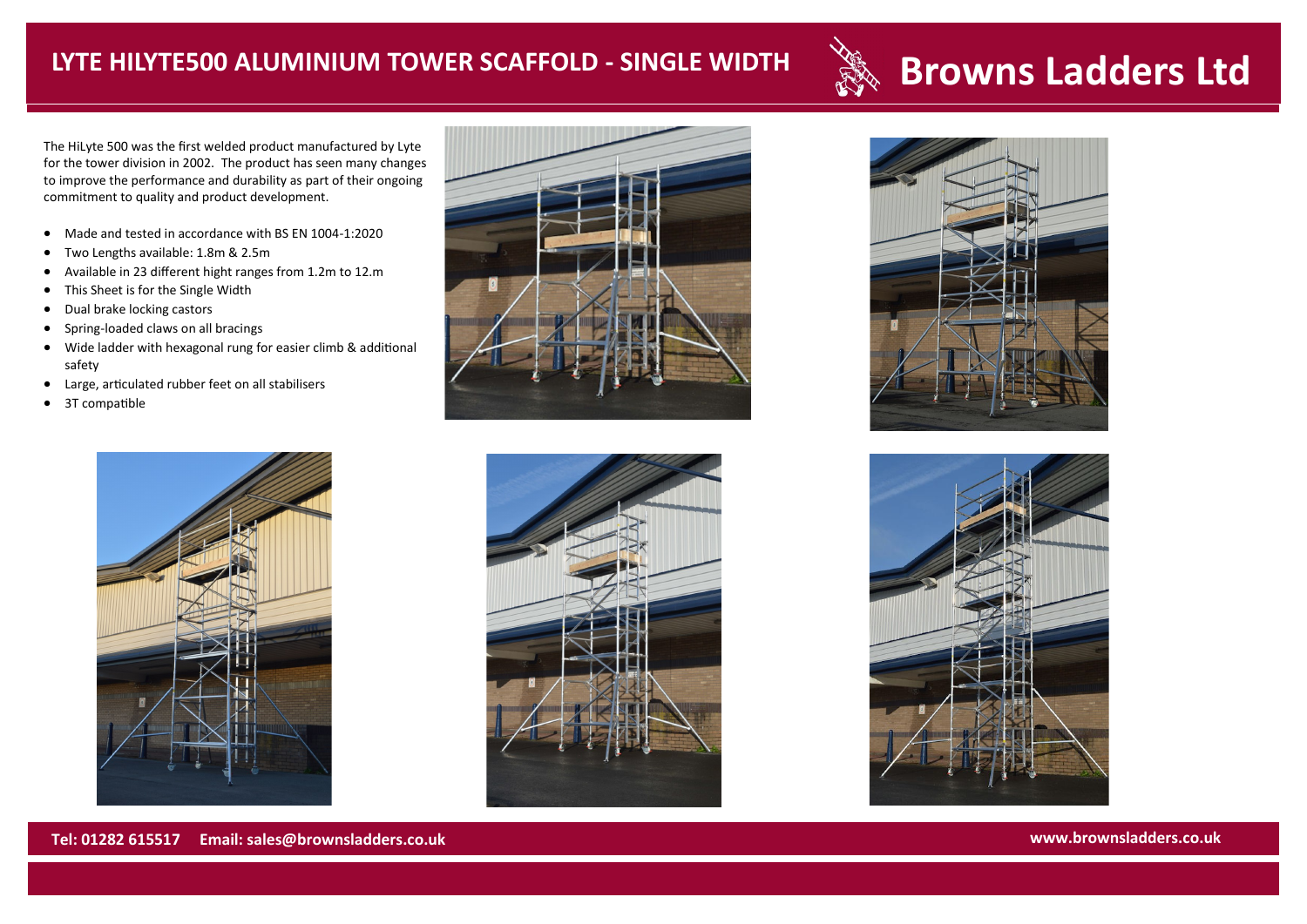# LYTE HILYTE500 ALUMINIUM TOWER SCAFFOLD - SINGLE WIDTH

## Browns Ladders Ltd

The HiLyte 500 was the first welded product manufactured by Lyte for the tower division in 2002. The product has seen many changes to improve the performance and durability as part of their ongoing commitment to quality and product development.

- Made and tested in accordance with BS EN 1004-1:2020
- Two Lengths available: 1.8m & 2.5m
- Available in 23 different hight ranges from 1.2m to 12.m
- This Sheet is for the Single Width
- Dual brake locking castors
- Spring-loaded claws on all bracings
- Wide ladder with hexagonal rung for easier climb & additional safety
- Large, articulated rubber feet on all stabilisers
- 3T compatible

**Tel: 01282 615517 Email: sales@brownsladders.co.uk** **www.brownsladders.co.uk**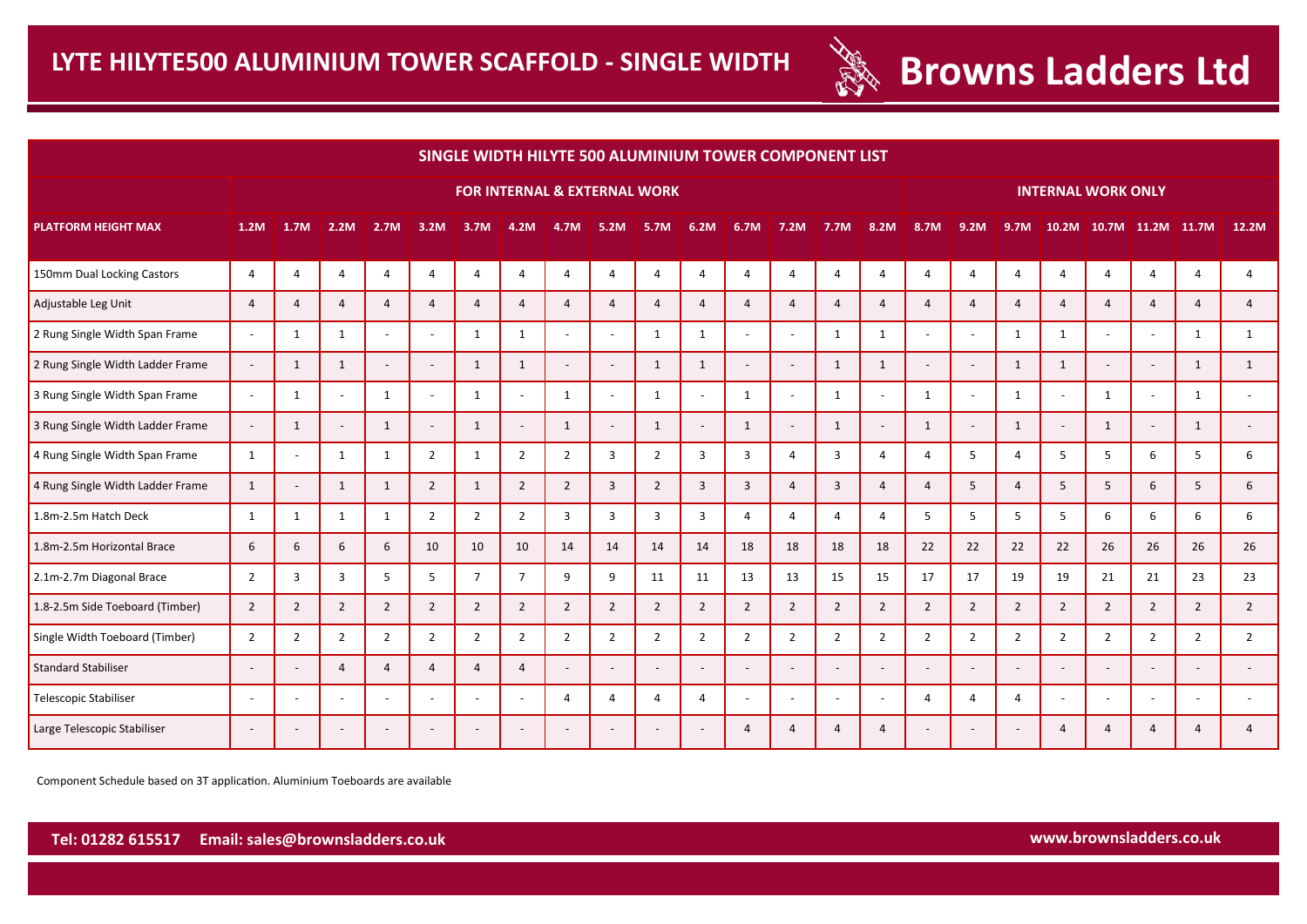# LYTE HILYTE500 ALUMINIUM TOWER SCAFFOLD - SINGLE WIDTH

## Browns Ladders Ltd

| SINGLE WIDTH HILYTE 500 ALUMINIUM TOWER COMPONENT LIST | | | | | | | | | | | | | | | | | | | | | | | |
|---|---|---|---|---|---|---|---|---|---|---|---|---|---|---|---|---|---|---|---|---|---|---|---|
| | FOR INTERNAL & EXTERNAL WORK | | | | | | | | | | | | | | | INTERNAL WORK ONLY | | | | | | | |
| PLATFORM HEIGHT MAX | 1.2M | 1.7M | 2.2M | 2.7M | 3.2M | 3.7M | 4.2M | 4.7M | 5.2M | 5.7M | 6.2M | 6.7M | 7.2M | 7.7M | 8.2M | 8.7M | 9.2M | 9.7M | 10.2M | 10.7M | 11.2M | 11.7M | 12.2M |
| 150mm Dual Locking Castors | 4 | 4 | 4 | 4 | 4 | 4 | 4 | 4 | 4 | 4 | 4 | 4 | 4 | 4 | 4 | 4 | 4 | 4 | 4 | 4 | 4 | 4 | 4 |
| Adjustable Leg Unit | 4 | 4 | 4 | 4 | 4 | 4 | 4 | 4 | 4 | 4 | 4 | 4 | 4 | 4 | 4 | 4 | 4 | 4 | 4 | 4 | 4 | 4 | 4 |
| 2 Rung Single Width Span Frame | - | 1 | 1 | - | - | 1 | 1 | - | - | 1 | 1 | - | - | 1 | 1 | - | - | 1 | 1 | - | - | 1 | 1 |
| 2 Rung Single Width Ladder Frame | - | 1 | 1 | - | - | 1 | 1 | - | - | 1 | 1 | - | - | 1 | 1 | - | - | 1 | 1 | - | - | 1 | 1 |
| 3 Rung Single Width Span Frame | - | 1 | - | 1 | - | 1 | - | 1 | - | 1 | - | 1 | - | 1 | - | 1 | - | 1 | - | 1 | - | 1 | - |
| 3 Rung Single Width Ladder Frame | - | 1 | - | 1 | - | 1 | - | 1 | - | 1 | - | 1 | - | 1 | - | 1 | - | 1 | - | 1 | - | 1 | - |
| 4 Rung Single Width Span Frame | 1 | - | 1 | 1 | 2 | 1 | 2 | 2 | 3 | 2 | 3 | 3 | 4 | 3 | 4 | 4 | 5 | 4 | 5 | 5 | 6 | 5 | 6 |
| 4 Rung Single Width Ladder Frame | 1 | - | 1 | 1 | 2 | 1 | 2 | 2 | 3 | 2 | 3 | 3 | 4 | 3 | 4 | 4 | 5 | 4 | 5 | 5 | 6 | 5 | 6 |
| 1.8m-2.5m Hatch Deck | 1 | 1 | 1 | 1 | 2 | 2 | 2 | 3 | 3 | 3 | 3 | 4 | 4 | 4 | 4 | 5 | 5 | 5 | 5 | 6 | 6 | 6 | 6 |
| 1.8m-2.5m Horizontal Brace | 6 | 6 | 6 | 6 | 10 | 10 | 10 | 14 | 14 | 14 | 14 | 18 | 18 | 18 | 18 | 22 | 22 | 22 | 22 | 26 | 26 | 26 | 26 |
| 2.1m-2.7m Diagonal Brace | 2 | 3 | 3 | 5 | 5 | 7 | 7 | 9 | 9 | 11 | 11 | 13 | 13 | 15 | 15 | 17 | 17 | 19 | 19 | 21 | 21 | 23 | 23 |
| 1.8-2.5m Side Toeboard (Timber) | 2 | 2 | 2 | 2 | 2 | 2 | 2 | 2 | 2 | 2 | 2 | 2 | 2 | 2 | 2 | 2 | 2 | 2 | 2 | 2 | 2 | 2 | 2 |
| Single Width Toeboard (Timber) | 2 | 2 | 2 | 2 | 2 | 2 | 2 | 2 | 2 | 2 | 2 | 2 | 2 | 2 | 2 | 2 | 2 | 2 | 2 | 2 | 2 | 2 | 2 |
| Standard Stabiliser | - | - | 4 | 4 | 4 | 4 | 4 | - | - | - | - | - | - | - | - | - | - | - | - | - | - | - | - |
| Telescopic Stabiliser | - | - | - | - | - | - | - | 4 | 4 | 4 | 4 | - | - | - | - | 4 | 4 | 4 | - | - | - | - | - |
| Large Telescopic Stabiliser | - | - | - | - | - | - | - | - | - | - | - | 4 | 4 | 4 | 4 | - | - | - | 4 | 4 | 4 | 4 | 4 |

Component Schedule based on 3T application. Aluminium Toeboards are available

**Tel: 01282 615517 Email: sales@brownsladders.co.uk** **www.brownsladders.co.uk**